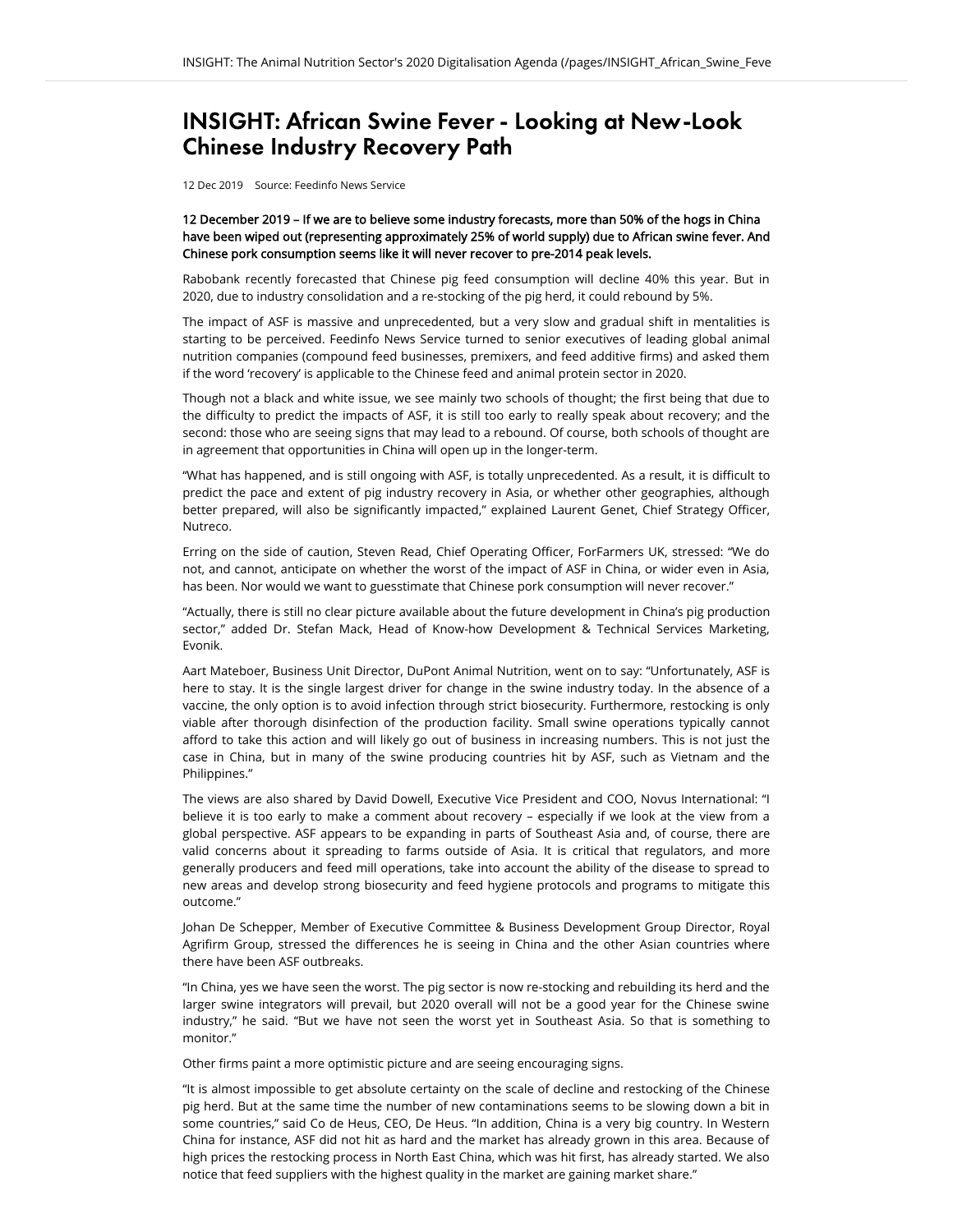# INSIGHT: African Swine Fever - Looking at New-Look Chinese Industry Recovery Path

12 Dec 2019 Source: Feedinfo News Service

**12 December 2019 – If we are to believe some industry forecasts, more than 50% of the hogs in China have been wiped out (representing approximately 25% of world supply) due to African swine fever. And Chinese pork consumption seems like it will never recover to pre-2014 peak levels.**

Rabobank recently forecasted that Chinese pig feed consumption will decline 40% this year. But in 2020, due to industry consolidation and a re-stocking of the pig herd, it could rebound by 5%.

The impact of ASF is massive and unprecedented, but a very slow and gradual shift in mentalities is starting to be perceived. Feedinfo News Service turned to senior executives of leading global animal nutrition companies (compound feed businesses, premixers, and feed additive firms) and asked them if the word 'recovery' is applicable to the Chinese feed and animal protein sector in 2020.

Though not a black and white issue, we see mainly two schools of thought; the first being that due to the difficulty to predict the impacts of ASF, it is still too early to really speak about recovery; and the second: those who are seeing signs that may lead to a rebound. Of course, both schools of thought are in agreement that opportunities in China will open up in the longer-term.

"What has happened, and is still ongoing with ASF, is totally unprecedented. As a result, it is difficult to predict the pace and extent of pig industry recovery in Asia, or whether other geographies, although better prepared, will also be significantly impacted," explained Laurent Genet, Chief Strategy Officer, Nutreco.

Erring on the side of caution, Steven Read, Chief Operating Officer, ForFarmers UK, stressed: "We do not, and cannot, anticipate on whether the worst of the impact of ASF in China, or wider even in Asia, has been. Nor would we want to guesstimate that Chinese pork consumption will never recover."

"Actually, there is still no clear picture available about the future development in China's pig production sector," added Dr. Stefan Mack, Head of Know-how Development & Technical Services Marketing, Evonik.

Aart Mateboer, Business Unit Director, DuPont Animal Nutrition, went on to say: "Unfortunately, ASF is here to stay. It is the single largest driver for change in the swine industry today. In the absence of a vaccine, the only option is to avoid infection through strict biosecurity. Furthermore, restocking is only viable after thorough disinfection of the production facility. Small swine operations typically cannot afford to take this action and will likely go out of business in increasing numbers. This is not just the case in China, but in many of the swine producing countries hit by ASF, such as Vietnam and the Philippines."

The views are also shared by David Dowell, Executive Vice President and COO, Novus International: "I believe it is too early to make a comment about recovery – especially if we look at the view from a global perspective. ASF appears to be expanding in parts of Southeast Asia and, of course, there are valid concerns about it spreading to farms outside of Asia. It is critical that regulators, and more generally producers and feed mill operations, take into account the ability of the disease to spread to new areas and develop strong biosecurity and feed hygiene protocols and programs to mitigate this outcome."

Johan De Schepper, Member of Executive Committee & Business Development Group Director, Royal Agrifirm Group, stressed the differences he is seeing in China and the other Asian countries where there have been ASF outbreaks.

"In China, yes we have seen the worst. The pig sector is now re-stocking and rebuilding its herd and the larger swine integrators will prevail, but 2020 overall will not be a good year for the Chinese swine industry," he said. "But we have not seen the worst yet in Southeast Asia. So that is something to monitor."

Other firms paint a more optimistic picture and are seeing encouraging signs.

"It is almost impossible to get absolute certainty on the scale of decline and restocking of the Chinese pig herd. But at the same time the number of new contaminations seems to be slowing down a bit in some countries," said Co de Heus, CEO, De Heus. "In addition, China is a very big country. In Western China for instance, ASF did not hit as hard and the market has already grown in this area. Because of high prices the restocking process in North East China, which was hit first, has already started. We also notice that feed suppliers with the highest quality in the market are gaining market share."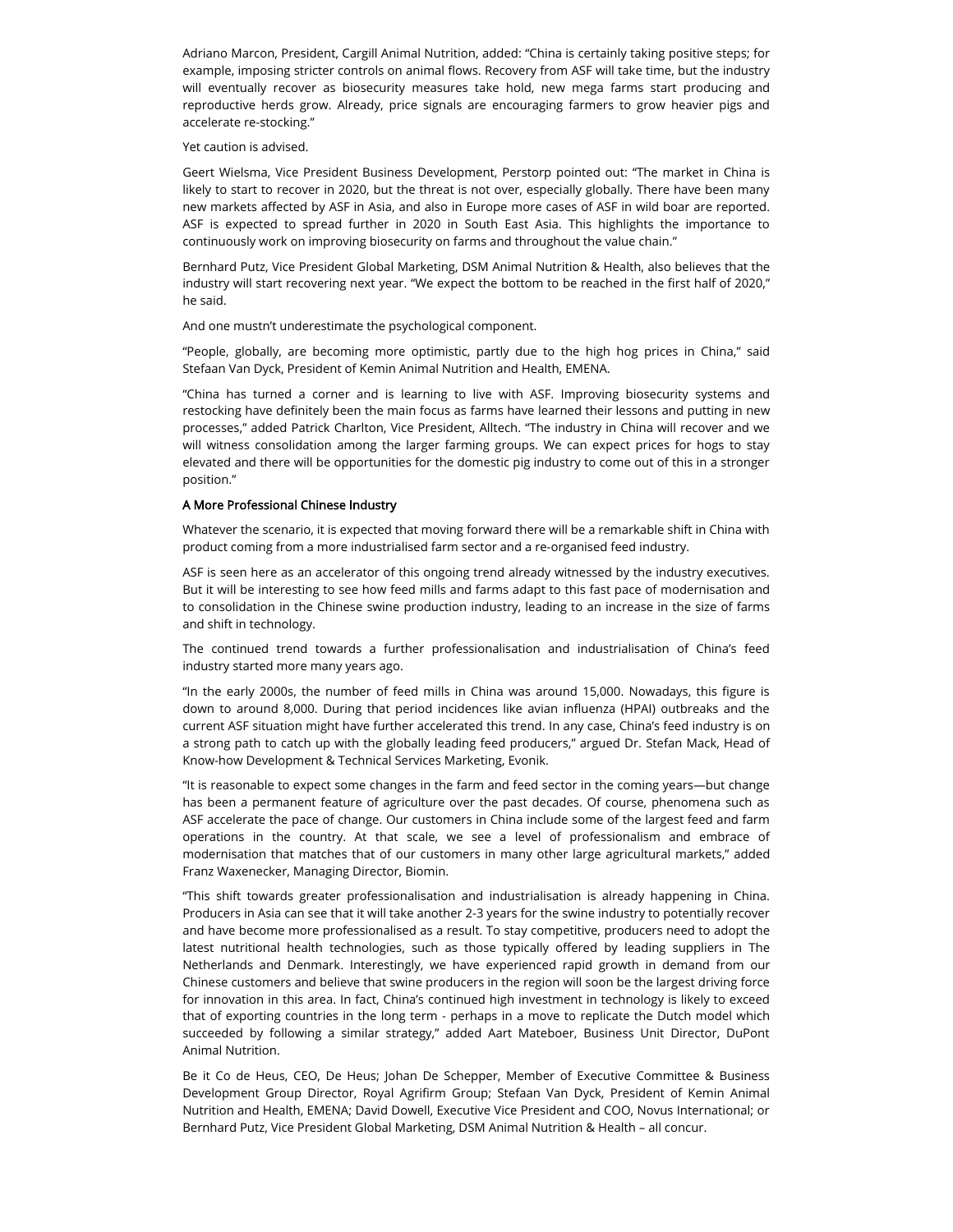Adriano Marcon, President, Cargill Animal Nutrition, added: "China is certainly taking positive steps; for example, imposing stricter controls on animal flows. Recovery from ASF will take time, but the industry will eventually recover as biosecurity measures take hold, new mega farms start producing and reproductive herds grow. Already, price signals are encouraging farmers to grow heavier pigs and accelerate re-stocking."

Yet caution is advised.

Geert Wielsma, Vice President Business Development, Perstorp pointed out: "The market in China is likely to start to recover in 2020, but the threat is not over, especially globally. There have been many new markets affected by ASF in Asia, and also in Europe more cases of ASF in wild boar are reported. ASF is expected to spread further in 2020 in South East Asia. This highlights the importance to continuously work on improving biosecurity on farms and throughout the value chain."

Bernhard Putz, Vice President Global Marketing, DSM Animal Nutrition & Health, also believes that the industry will start recovering next year. "We expect the bottom to be reached in the first half of 2020," he said.

And one mustn't underestimate the psychological component.

"People, globally, are becoming more optimistic, partly due to the high hog prices in China," said Stefaan Van Dyck, President of Kemin Animal Nutrition and Health, EMENA.

"China has turned a corner and is learning to live with ASF. Improving biosecurity systems and restocking have definitely been the main focus as farms have learned their lessons and putting in new processes," added Patrick Charlton, Vice President, Alltech. "The industry in China will recover and we will witness consolidation among the larger farming groups. We can expect prices for hogs to stay elevated and there will be opportunities for the domestic pig industry to come out of this in a stronger position."

## A More Professional Chinese Industry

Whatever the scenario, it is expected that moving forward there will be a remarkable shift in China with product coming from a more industrialised farm sector and a re-organised feed industry.

ASF is seen here as an accelerator of this ongoing trend already witnessed by the industry executives. But it will be interesting to see how feed mills and farms adapt to this fast pace of modernisation and to consolidation in the Chinese swine production industry, leading to an increase in the size of farms and shift in technology.

The continued trend towards a further professionalisation and industrialisation of China's feed industry started more many years ago.

"In the early 2000s, the number of feed mills in China was around 15,000. Nowadays, this figure is down to around 8,000. During that period incidences like avian influenza (HPAI) outbreaks and the current ASF situation might have further accelerated this trend. In any case, China's feed industry is on a strong path to catch up with the globally leading feed producers," argued Dr. Stefan Mack, Head of Know-how Development & Technical Services Marketing, Evonik.

"It is reasonable to expect some changes in the farm and feed sector in the coming years—but change has been a permanent feature of agriculture over the past decades. Of course, phenomena such as ASF accelerate the pace of change. Our customers in China include some of the largest feed and farm operations in the country. At that scale, we see a level of professionalism and embrace of modernisation that matches that of our customers in many other large agricultural markets," added Franz Waxenecker, Managing Director, Biomin.

"This shift towards greater professionalisation and industrialisation is already happening in China. Producers in Asia can see that it will take another 2-3 years for the swine industry to potentially recover and have become more professionalised as a result. To stay competitive, producers need to adopt the latest nutritional health technologies, such as those typically offered by leading suppliers in The Netherlands and Denmark. Interestingly, we have experienced rapid growth in demand from our Chinese customers and believe that swine producers in the region will soon be the largest driving force for innovation in this area. In fact, China's continued high investment in technology is likely to exceed that of exporting countries in the long term - perhaps in a move to replicate the Dutch model which succeeded by following a similar strategy," added Aart Mateboer, Business Unit Director, DuPont Animal Nutrition.

Be it Co de Heus, CEO, De Heus; Johan De Schepper, Member of Executive Committee & Business Development Group Director, Royal Agrifirm Group; Stefaan Van Dyck, President of Kemin Animal Nutrition and Health, EMENA; David Dowell, Executive Vice President and COO, Novus International; or Bernhard Putz, Vice President Global Marketing, DSM Animal Nutrition & Health – all concur.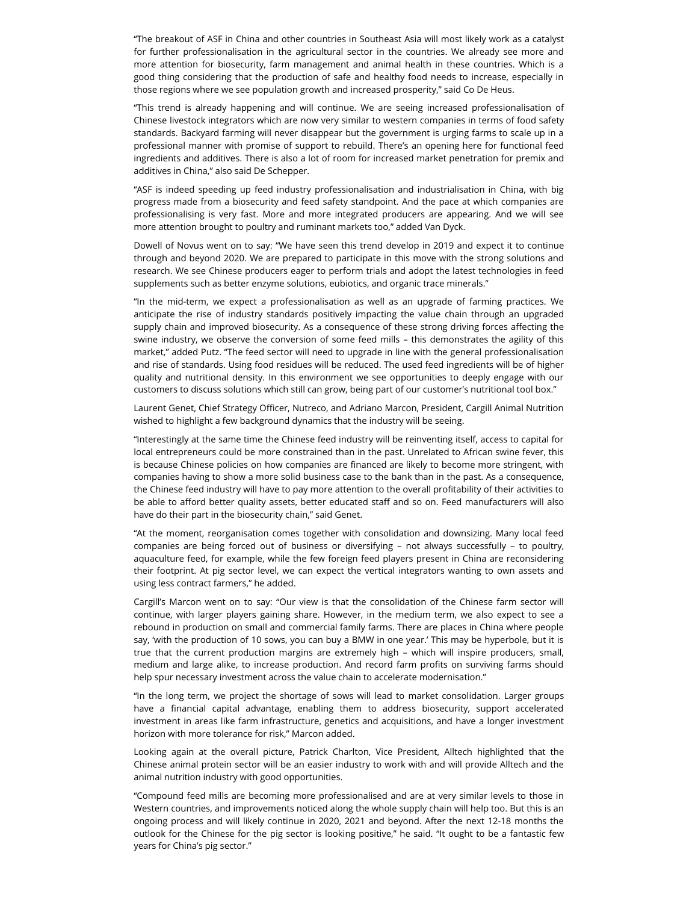"The breakout of ASF in China and other countries in Southeast Asia will most likely work as a catalyst for further professionalisation in the agricultural sector in the countries. We already see more and more attention for biosecurity, farm management and animal health in these countries. Which is a good thing considering that the production of safe and healthy food needs to increase, especially in those regions where we see population growth and increased prosperity," said Co De Heus.

"This trend is already happening and will continue. We are seeing increased professionalisation of Chinese livestock integrators which are now very similar to western companies in terms of food safety standards. Backyard farming will never disappear but the government is urging farms to scale up in a professional manner with promise of support to rebuild. There's an opening here for functional feed ingredients and additives. There is also a lot of room for increased market penetration for premix and additives in China," also said De Schepper.

"ASF is indeed speeding up feed industry professionalisation and industrialisation in China, with big progress made from a biosecurity and feed safety standpoint. And the pace at which companies are professionalising is very fast. More and more integrated producers are appearing. And we will see more attention brought to poultry and ruminant markets too," added Van Dyck.

Dowell of Novus went on to say: "We have seen this trend develop in 2019 and expect it to continue through and beyond 2020. We are prepared to participate in this move with the strong solutions and research. We see Chinese producers eager to perform trials and adopt the latest technologies in feed supplements such as better enzyme solutions, eubiotics, and organic trace minerals."

"In the mid-term, we expect a professionalisation as well as an upgrade of farming practices. We anticipate the rise of industry standards positively impacting the value chain through an upgraded supply chain and improved biosecurity. As a consequence of these strong driving forces affecting the swine industry, we observe the conversion of some feed mills – this demonstrates the agility of this market," added Putz. "The feed sector will need to upgrade in line with the general professionalisation and rise of standards. Using food residues will be reduced. The used feed ingredients will be of higher quality and nutritional density. In this environment we see opportunities to deeply engage with our customers to discuss solutions which still can grow, being part of our customer's nutritional tool box."

Laurent Genet, Chief Strategy Officer, Nutreco, and Adriano Marcon, President, Cargill Animal Nutrition wished to highlight a few background dynamics that the industry will be seeing.

"Interestingly at the same time the Chinese feed industry will be reinventing itself, access to capital for local entrepreneurs could be more constrained than in the past. Unrelated to African swine fever, this is because Chinese policies on how companies are financed are likely to become more stringent, with companies having to show a more solid business case to the bank than in the past. As a consequence, the Chinese feed industry will have to pay more attention to the overall profitability of their activities to be able to afford better quality assets, better educated staff and so on. Feed manufacturers will also have do their part in the biosecurity chain," said Genet.

"At the moment, reorganisation comes together with consolidation and downsizing. Many local feed companies are being forced out of business or diversifying – not always successfully – to poultry, aquaculture feed, for example, while the few foreign feed players present in China are reconsidering their footprint. At pig sector level, we can expect the vertical integrators wanting to own assets and using less contract farmers," he added.

Cargill's Marcon went on to say: "Our view is that the consolidation of the Chinese farm sector will continue, with larger players gaining share. However, in the medium term, we also expect to see a rebound in production on small and commercial family farms. There are places in China where people say, 'with the production of 10 sows, you can buy a BMW in one year.' This may be hyperbole, but it is true that the current production margins are extremely high – which will inspire producers, small, medium and large alike, to increase production. And record farm profits on surviving farms should help spur necessary investment across the value chain to accelerate modernisation."

"In the long term, we project the shortage of sows will lead to market consolidation. Larger groups have a financial capital advantage, enabling them to address biosecurity, support accelerated investment in areas like farm infrastructure, genetics and acquisitions, and have a longer investment horizon with more tolerance for risk," Marcon added.

Looking again at the overall picture, Patrick Charlton, Vice President, Alltech highlighted that the Chinese animal protein sector will be an easier industry to work with and will provide Alltech and the animal nutrition industry with good opportunities.

"Compound feed mills are becoming more professionalised and are at very similar levels to those in Western countries, and improvements noticed along the whole supply chain will help too. But this is an ongoing process and will likely continue in 2020, 2021 and beyond. After the next 12-18 months the outlook for the Chinese for the pig sector is looking positive," he said. "It ought to be a fantastic few years for China's pig sector."